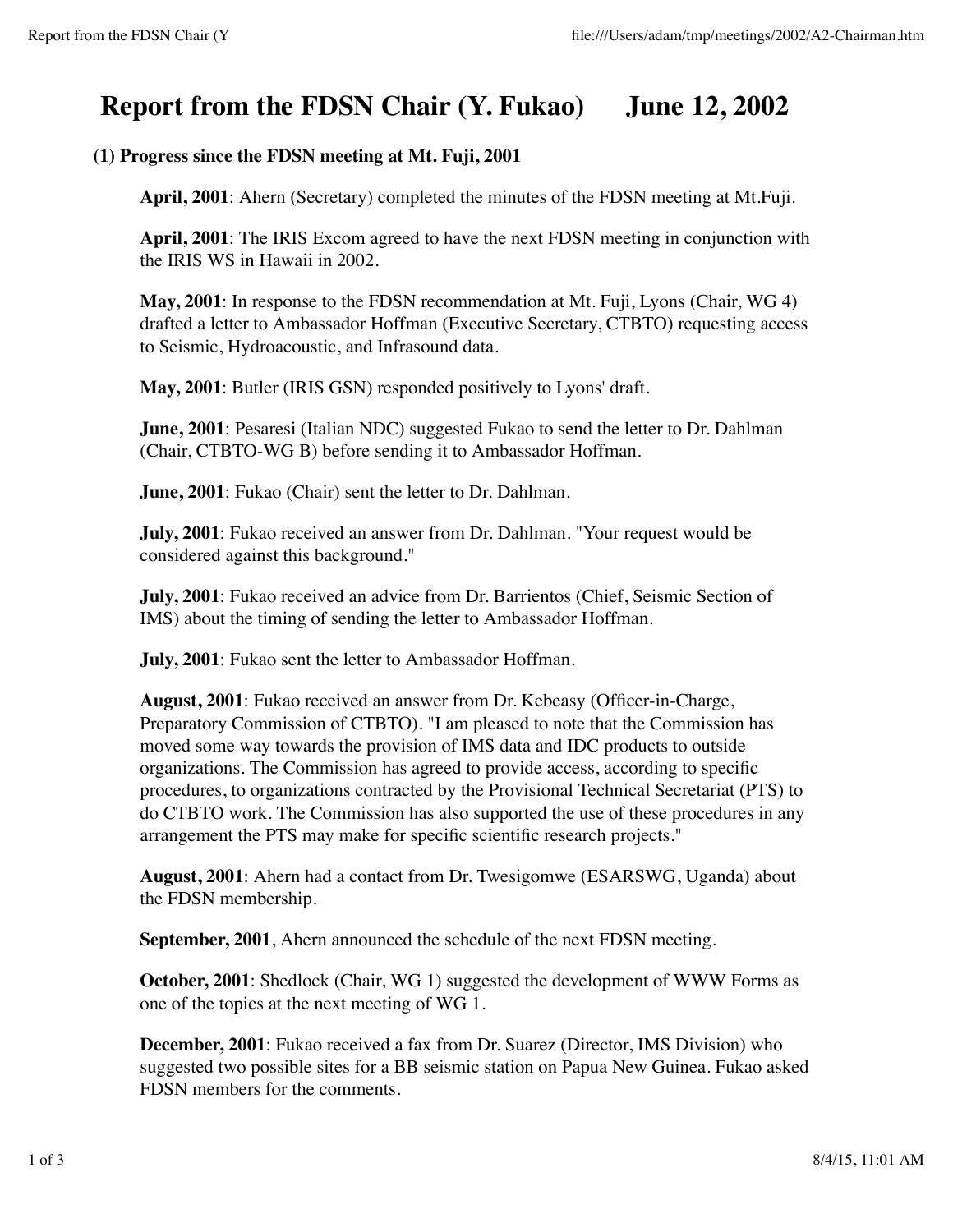# Report from the FDSN Chair (Y. Fukao)      June 12, 2002

### (1) Progress since the FDSN meeting at Mt. Fuji, 2001

**April, 2001**: Ahern (Secretary) completed the minutes of the FDSN meeting at Mt.Fuji.

**April, 2001**: The IRIS Excom agreed to have the next FDSN meeting in conjunction with the IRIS WS in Hawaii in 2002.

**May, 2001**: In response to the FDSN recommendation at Mt. Fuji, Lyons (Chair, WG 4) drafted a letter to Ambassador Hoffman (Executive Secretary, CTBTO) requesting access to Seismic, Hydroacoustic, and Infrasound data.

**May, 2001**: Butler (IRIS GSN) responded positively to Lyons' draft.

**June, 2001**: Pesaresi (Italian NDC) suggested Fukao to send the letter to Dr. Dahlman (Chair, CTBTO-WG B) before sending it to Ambassador Hoffman.

**June, 2001**: Fukao (Chair) sent the letter to Dr. Dahlman.

**July, 2001**: Fukao received an answer from Dr. Dahlman. "Your request would be considered against this background."

**July, 2001**: Fukao received an advice from Dr. Barrientos (Chief, Seismic Section of IMS) about the timing of sending the letter to Ambassador Hoffman.

**July, 2001**: Fukao sent the letter to Ambassador Hoffman.

**August, 2001**: Fukao received an answer from Dr. Kebeasy (Officer-in-Charge, Preparatory Commission of CTBTO). "I am pleased to note that the Commission has moved some way towards the provision of IMS data and IDC products to outside organizations. The Commission has agreed to provide access, according to specific procedures, to organizations contracted by the Provisional Technical Secretariat (PTS) to do CTBTO work. The Commission has also supported the use of these procedures in any arrangement the PTS may make for specific scientific research projects."

**August, 2001**: Ahern had a contact from Dr. Twesigomwe (ESARSWG, Uganda) about the FDSN membership.

**September, 2001**, Ahern announced the schedule of the next FDSN meeting.

**October, 2001**: Shedlock (Chair, WG 1) suggested the development of WWW Forms as one of the topics at the next meeting of WG 1.

**December, 2001**: Fukao received a fax from Dr. Suarez (Director, IMS Division) who suggested two possible sites for a BB seismic station on Papua New Guinea. Fukao asked FDSN members for the comments.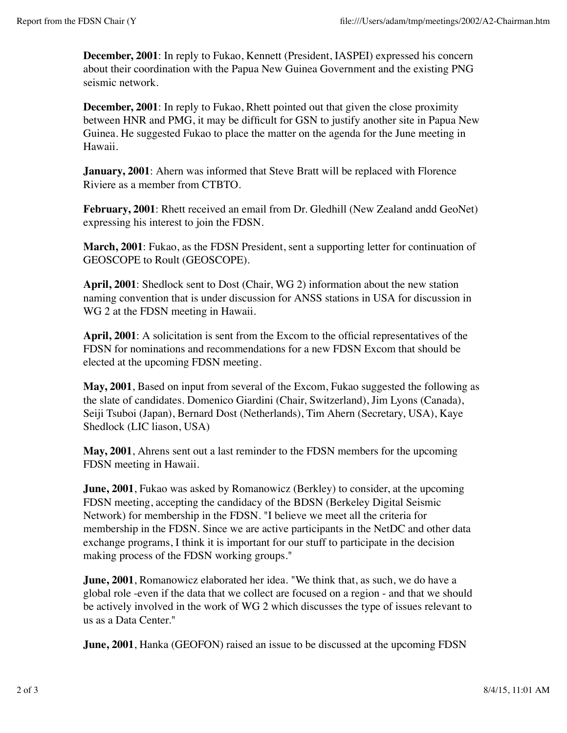**December, 2001**: In reply to Fukao, Kennett (President, IASPEI) expressed his concern about their coordination with the Papua New Guinea Government and the existing PNG seismic network.

**December, 2001**: In reply to Fukao, Rhett pointed out that given the close proximity between HNR and PMG, it may be difficult for GSN to justify another site in Papua New Guinea. He suggested Fukao to place the matter on the agenda for the June meeting in Hawaii.

**January, 2001**: Ahern was informed that Steve Bratt will be replaced with Florence Riviere as a member from CTBTO.

**February, 2001**: Rhett received an email from Dr. Gledhill (New Zealand andd GeoNet) expressing his interest to join the FDSN.

**March, 2001**: Fukao, as the FDSN President, sent a supporting letter for continuation of GEOSCOPE to Roult (GEOSCOPE).

**April, 2001**: Shedlock sent to Dost (Chair, WG 2) information about the new station naming convention that is under discussion for ANSS stations in USA for discussion in WG 2 at the FDSN meeting in Hawaii.

**April, 2001**: A solicitation is sent from the Excom to the official representatives of the FDSN for nominations and recommendations for a new FDSN Excom that should be elected at the upcoming FDSN meeting.

**May, 2001**, Based on input from several of the Excom, Fukao suggested the following as the slate of candidates. Domenico Giardini (Chair, Switzerland), Jim Lyons (Canada), Seiji Tsuboi (Japan), Bernard Dost (Netherlands), Tim Ahern (Secretary, USA), Kaye Shedlock (LIC liason, USA)

**May, 2001**, Ahrens sent out a last reminder to the FDSN members for the upcoming FDSN meeting in Hawaii.

**June, 2001**, Fukao was asked by Romanowicz (Berkley) to consider, at the upcoming FDSN meeting, accepting the candidacy of the BDSN (Berkeley Digital Seismic Network) for membership in the FDSN. "I believe we meet all the criteria for membership in the FDSN. Since we are active participants in the NetDC and other data exchange programs, I think it is important for our stuff to participate in the decision making process of the FDSN working groups."

**June, 2001**, Romanowicz elaborated her idea. "We think that, as such, we do have a global role -even if the data that we collect are focused on a region - and that we should be actively involved in the work of WG 2 which discusses the type of issues relevant to us as a Data Center."

**June, 2001**, Hanka (GEOFON) raised an issue to be discussed at the upcoming FDSN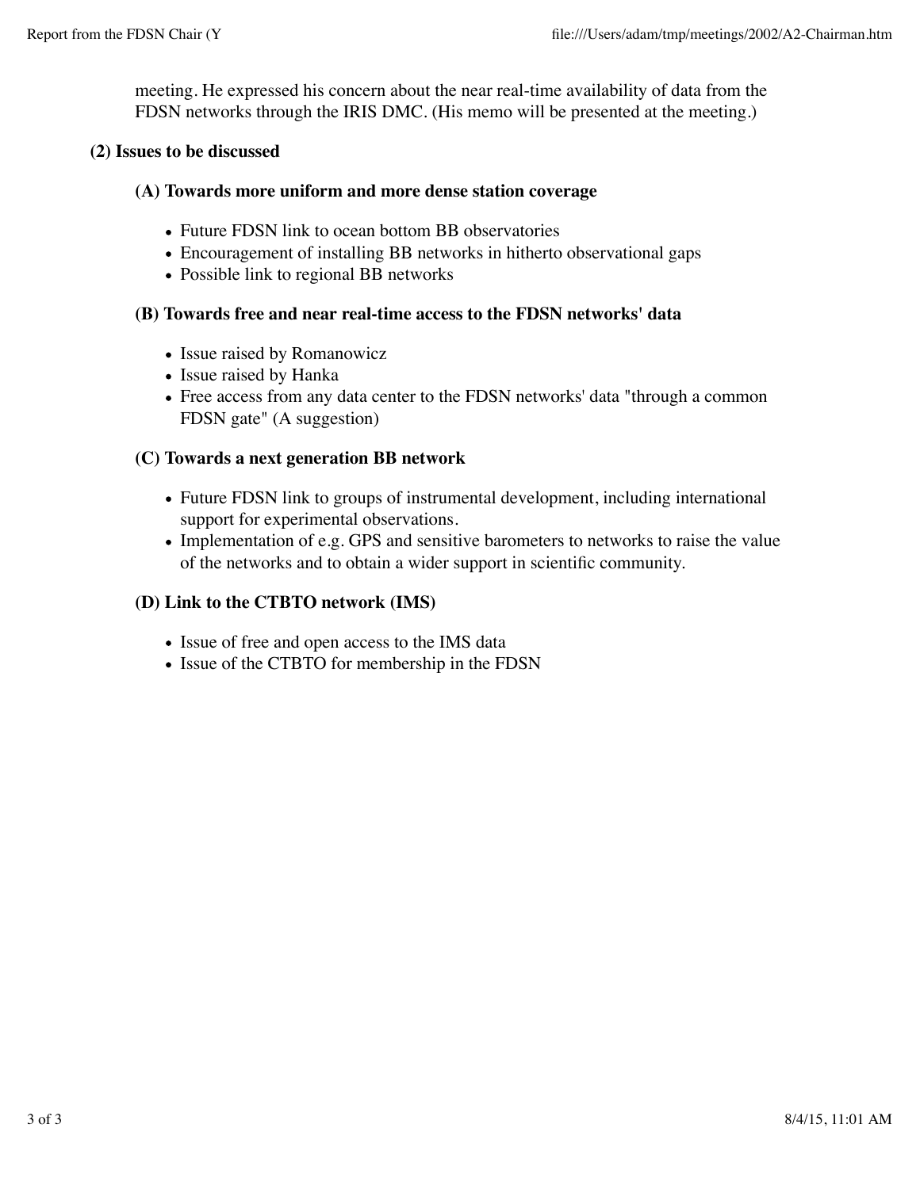meeting. He expressed his concern about the near real-time availability of data from the FDSN networks through the IRIS DMC. (His memo will be presented at the meeting.)

**(2) Issues to be discussed**

**(A) Towards more uniform and more dense station coverage**

- Future FDSN link to ocean bottom BB observatories
- Encouragement of installing BB networks in hitherto observational gaps
- Possible link to regional BB networks

**(B) Towards free and near real-time access to the FDSN networks' data**

- Issue raised by Romanowicz
- Issue raised by Hanka
- Free access from any data center to the FDSN networks' data "through a common FDSN gate" (A suggestion)

**(C) Towards a next generation BB network**

- Future FDSN link to groups of instrumental development, including international support for experimental observations.
- Implementation of e.g. GPS and sensitive barometers to networks to raise the value of the networks and to obtain a wider support in scientific community.

**(D) Link to the CTBTO network (IMS)**

- Issue of free and open access to the IMS data
- Issue of the CTBTO for membership in the FDSN